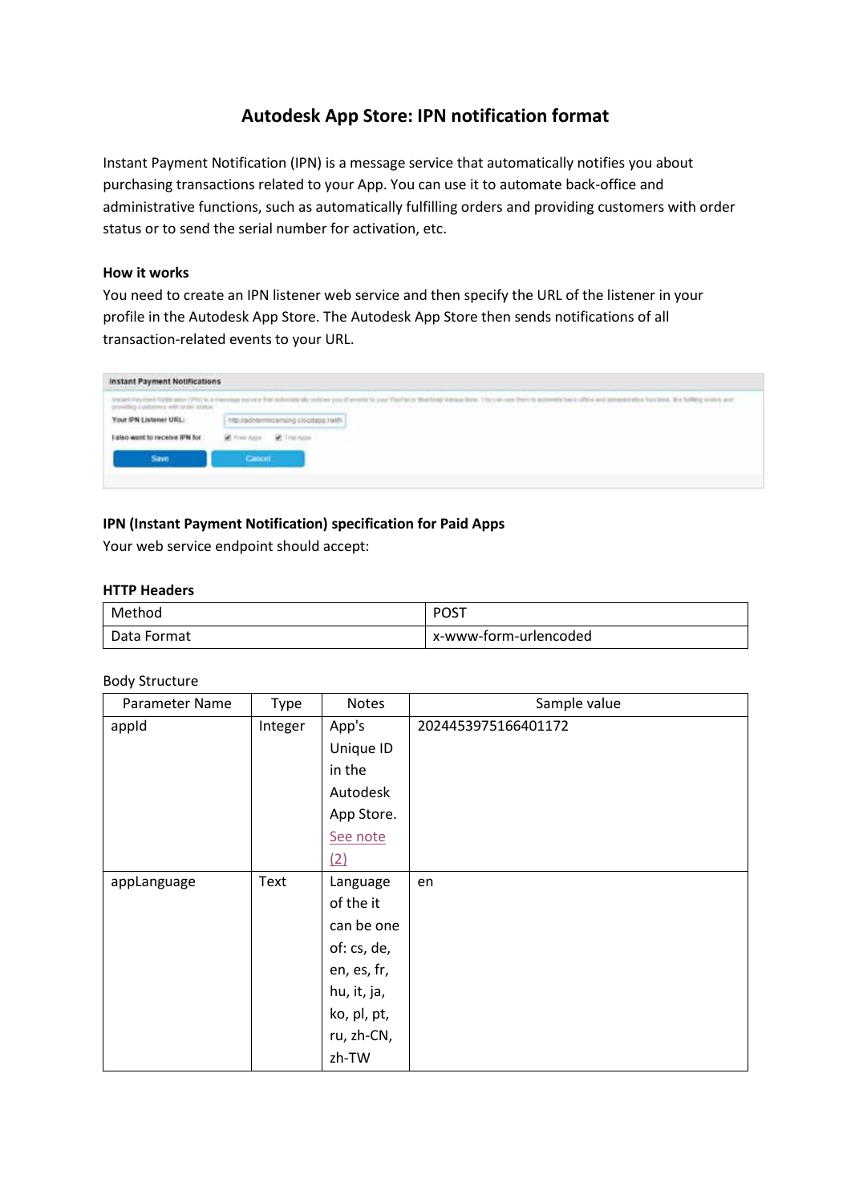# Autodesk App Store: IPN notification format

Instant Payment Notification (IPN) is a message service that automatically notifies you about purchasing transactions related to your App. You can use it to automate back-office and administrative functions, such as automatically fulfilling orders and providing customers with order status or to send the serial number for activation, etc.

**How it works**

You need to create an IPN listener web service and then specify the URL of the listener in your profile in the Autodesk App Store. The Autodesk App Store then sends notifications of all transaction-related events to your URL.

**IPN (Instant Payment Notification) specification for Paid Apps**

Your web service endpoint should accept:

**HTTP Headers**

| Method | POST |
|---|---|
| Data Format | x-www-form-urlencoded |

Body Structure

| Parameter Name | Type | Notes | Sample value |
|---|---|---|---|
| appId | Integer | App's Unique ID in the Autodesk App Store. See note (2) | 2024453975166401172 |
| appLanguage | Text | Language of the it can be one of: cs, de, en, es, fr, hu, it, ja, ko, pl, pt, ru, zh-CN, zh-TW | en |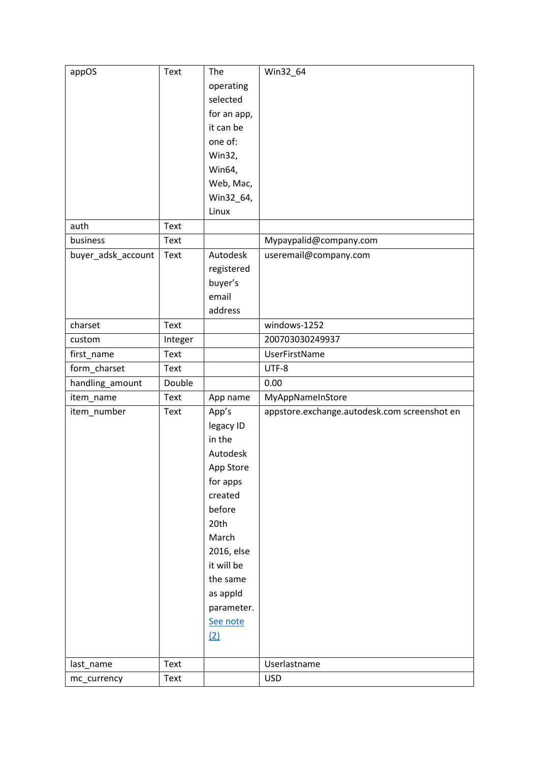| appOS | Text | The operating selected for an app, it can be one of: Win32, Win64, Web, Mac, Win32_64, Linux | Win32_64 |
|---|---|---|---|
| auth | Text | | |
| business | Text | | Mypaypalid@company.com |
| buyer_adsk_account | Text | Autodesk registered buyer's email address | useremail@company.com |
| charset | Text | | windows-1252 |
| custom | Integer | | 200703030249937 |
| first_name | Text | | UserFirstName |
| form_charset | Text | | UTF-8 |
| handling_amount | Double | | 0.00 |
| item_name | Text | App name | MyAppNameInStore |
| item_number | Text | App's legacy ID in the Autodesk App Store for apps created before 20th March 2016, else it will be the same as appId parameter. See note (2) | appstore.exchange.autodesk.com screenshot en |
| last_name | Text | | Userlastname |
| mc_currency | Text | | USD |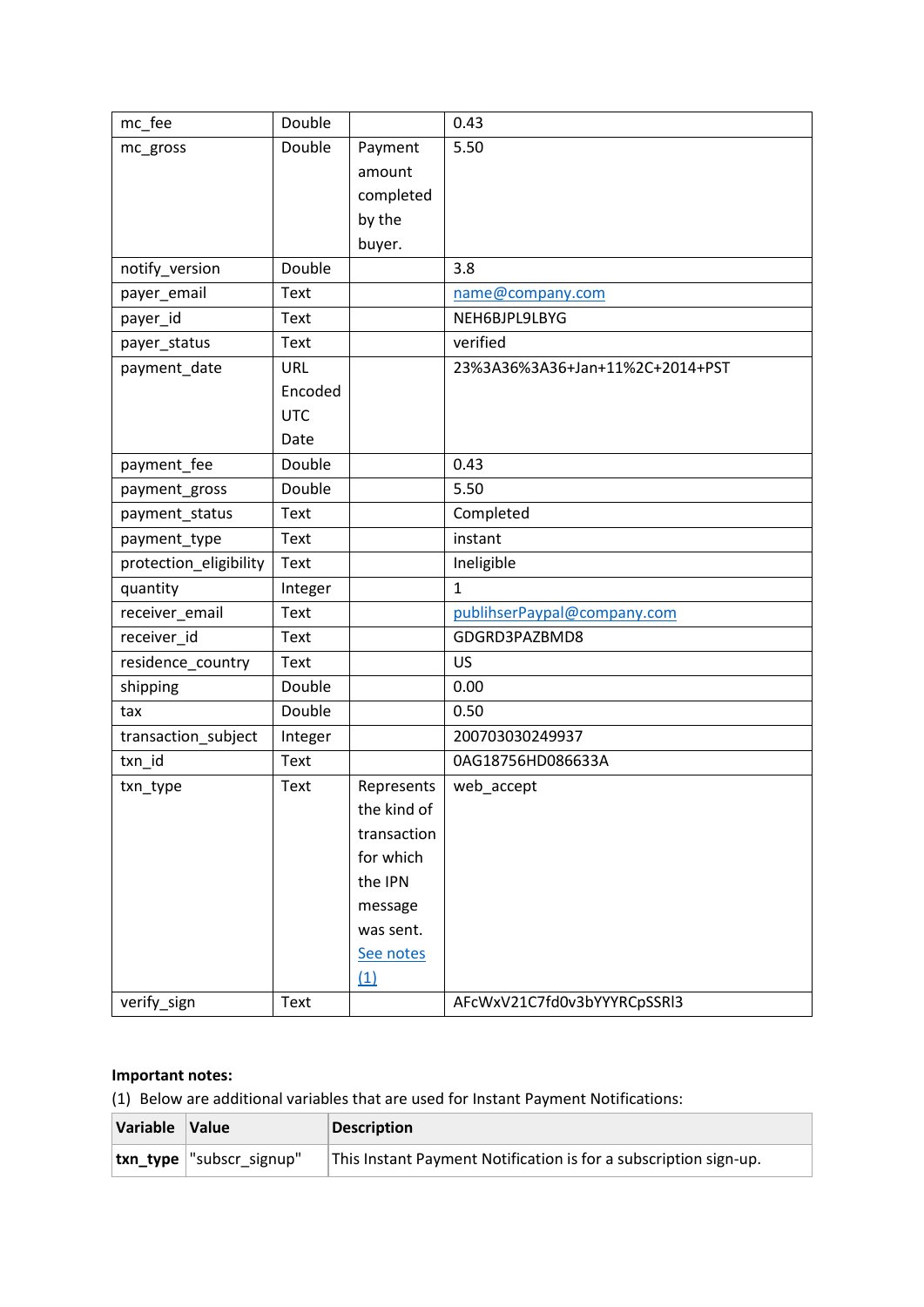| mc_fee | Double | | 0.43 |
|---|---|---|---|
| mc_gross | Double | Payment amount completed by the buyer. | 5.50 |
| notify_version | Double | | 3.8 |
| payer_email | Text | | name@company.com |
| payer_id | Text | | NEH6BJPL9LBYG |
| payer_status | Text | | verified |
| payment_date | URL Encoded UTC Date | | 23%3A36%3A36+Jan+11%2C+2014+PST |
| payment_fee | Double | | 0.43 |
| payment_gross | Double | | 5.50 |
| payment_status | Text | | Completed |
| payment_type | Text | | instant |
| protection_eligibility | Text | | Ineligible |
| quantity | Integer | | 1 |
| receiver_email | Text | | publihserPaypal@company.com |
| receiver_id | Text | | GDGRD3PAZBMD8 |
| residence_country | Text | | US |
| shipping | Double | | 0.00 |
| tax | Double | | 0.50 |
| transaction_subject | Integer | | 200703030249937 |
| txn_id | Text | | 0AG18756HD086633A |
| txn_type | Text | Represents the kind of transaction for which the IPN message was sent. See notes (1) | web_accept |
| verify_sign | Text | | AFcWxV21C7fd0v3bYYYRCpSSRl3 |

**Important notes:**

(1) Below are additional variables that are used for Instant Payment Notifications:

| Variable | Value | Description |
|---|---|---|
| **txn_type** | "subscr_signup" | This Instant Payment Notification is for a subscription sign-up. |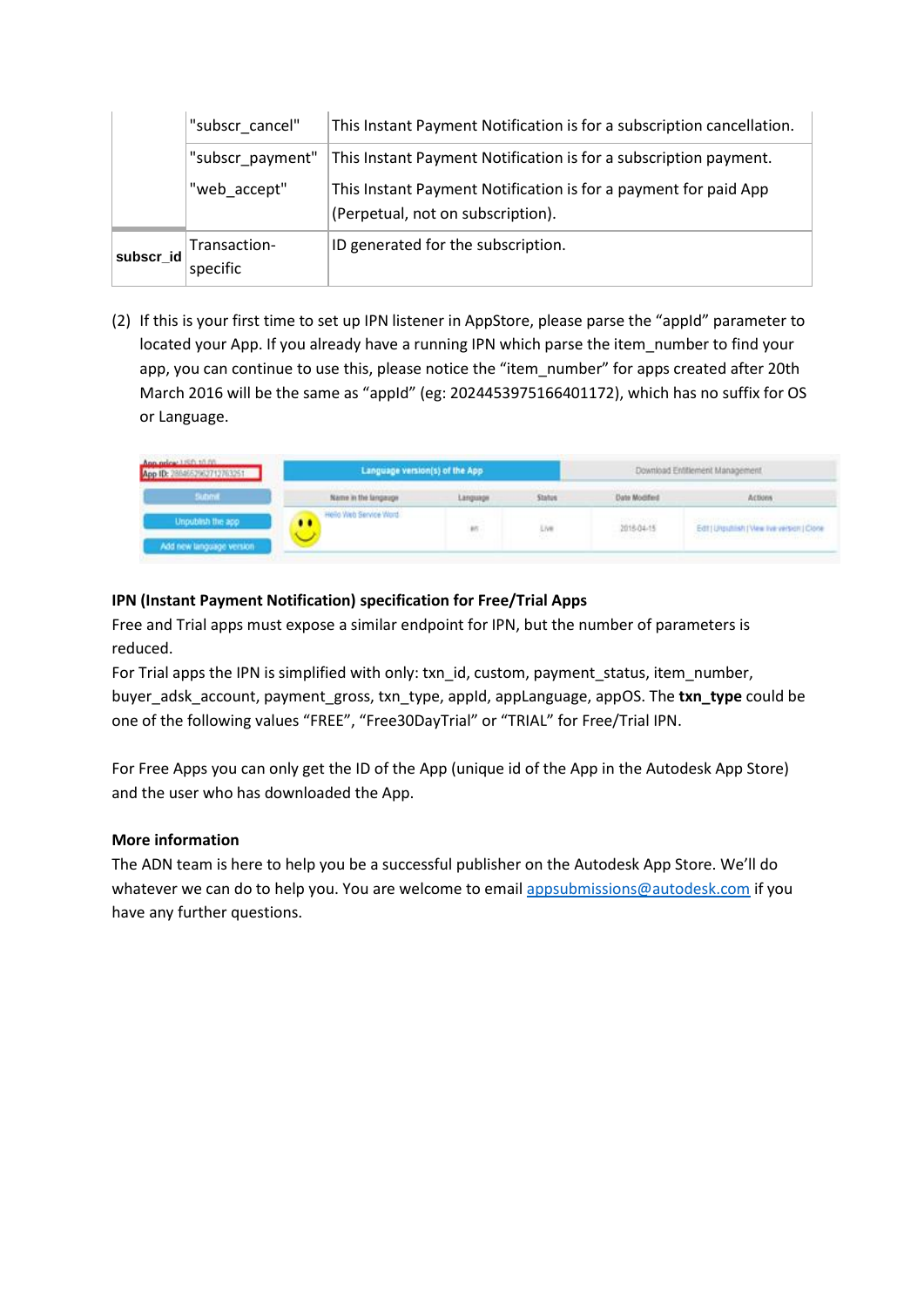| | | |
|---|---|---|
| | "subscr_cancel" | This Instant Payment Notification is for a subscription cancellation. |
| | "subscr_payment" | This Instant Payment Notification is for a subscription payment. |
| | "web_accept" | This Instant Payment Notification is for a payment for paid App (Perpetual, not on subscription). |
| **subscr_id** | Transaction-specific | ID generated for the subscription. |

(2) If this is your first time to set up IPN listener in AppStore, please parse the "appId" parameter to located your App. If you already have a running IPN which parse the item_number to find your app, you can continue to use this, please notice the "item_number" for apps created after 20th March 2016 will be the same as "appId" (eg: 2024453975166401172), which has no suffix for OS or Language.

**IPN (Instant Payment Notification) specification for Free/Trial Apps**

Free and Trial apps must expose a similar endpoint for IPN, but the number of parameters is reduced.

For Trial apps the IPN is simplified with only: txn_id, custom, payment_status, item_number, buyer_adsk_account, payment_gross, txn_type, appId, appLanguage, appOS. The **txn_type** could be one of the following values "FREE", "Free30DayTrial" or "TRIAL" for Free/Trial IPN.

For Free Apps you can only get the ID of the App (unique id of the App in the Autodesk App Store) and the user who has downloaded the App.

**More information**

The ADN team is here to help you be a successful publisher on the Autodesk App Store. We'll do whatever we can do to help you. You are welcome to email appsubmissions@autodesk.com if you have any further questions.